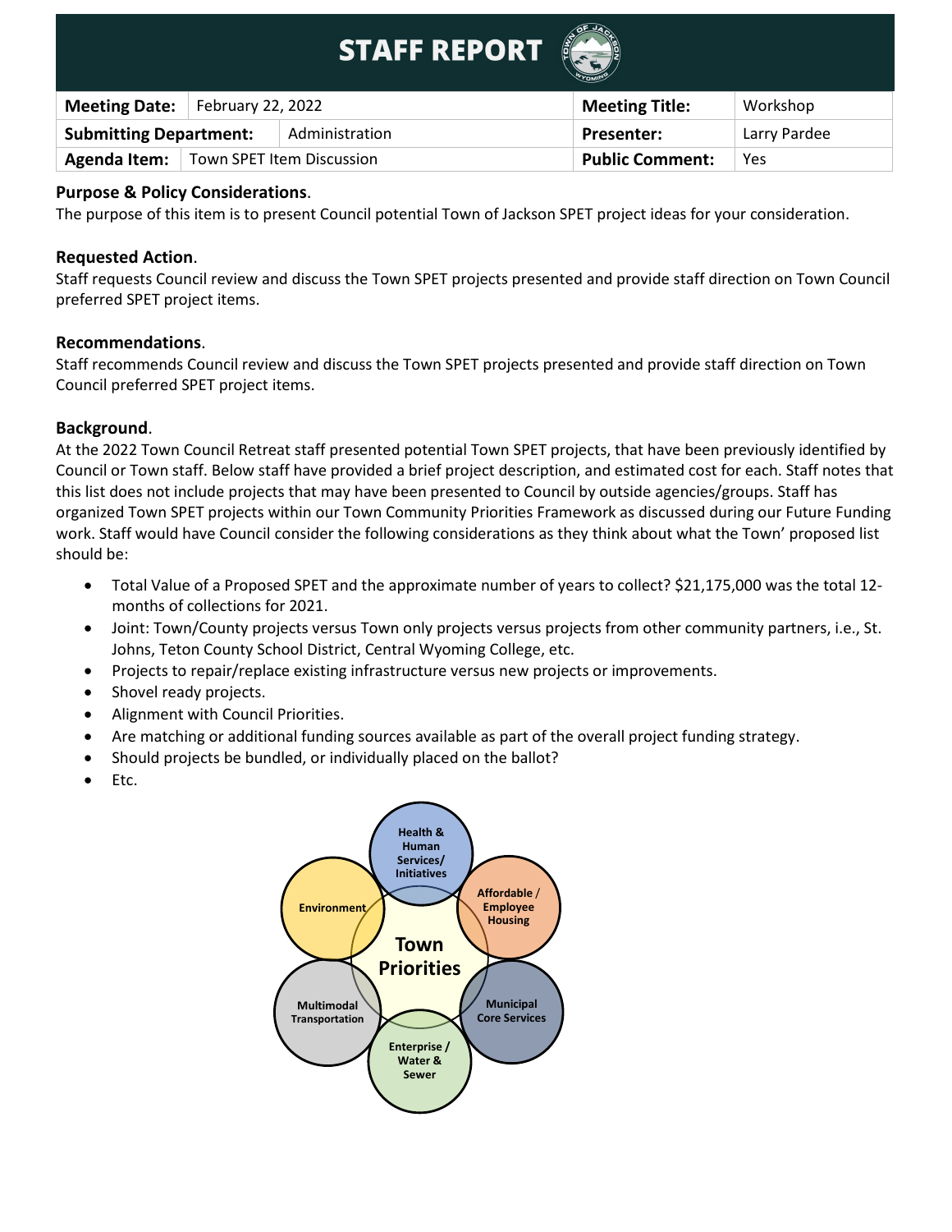# STAFF REPORT

| **Meeting Date:** | February 22, 2022 | **Meeting Title:** | Workshop |
|---|---|---|---|
| **Submitting Department:** | Administration | **Presenter:** | Larry Pardee |
| **Agenda Item:** | Town SPET Item Discussion | **Public Comment:** | Yes |

**Purpose & Policy Considerations**.
The purpose of this item is to present Council potential Town of Jackson SPET project ideas for your consideration.

**Requested Action**.
Staff requests Council review and discuss the Town SPET projects presented and provide staff direction on Town Council preferred SPET project items.

**Recommendations**.
Staff recommends Council review and discuss the Town SPET projects presented and provide staff direction on Town Council preferred SPET project items.

**Background**.
At the 2022 Town Council Retreat staff presented potential Town SPET projects, that have been previously identified by Council or Town staff. Below staff have provided a brief project description, and estimated cost for each. Staff notes that this list does not include projects that may have been presented to Council by outside agencies/groups. Staff has organized Town SPET projects within our Town Community Priorities Framework as discussed during our Future Funding work. Staff would have Council consider the following considerations as they think about what the Town' proposed list should be:

- Total Value of a Proposed SPET and the approximate number of years to collect? $21,175,000 was the total 12-months of collections for 2021.
- Joint: Town/County projects versus Town only projects versus projects from other community partners, i.e., St. Johns, Teton County School District, Central Wyoming College, etc.
- Projects to repair/replace existing infrastructure versus new projects or improvements.
- Shovel ready projects.
- Alignment with Council Priorities.
- Are matching or additional funding sources available as part of the overall project funding strategy.
- Should projects be bundled, or individually placed on the ballot?
- Etc.

**Town Priorities**

- Health & Human Services/ Initiatives
- Affordable / Employee Housing
- Municipal Core Services
- Enterprise / Water & Sewer
- Multimodal Transportation
- Environment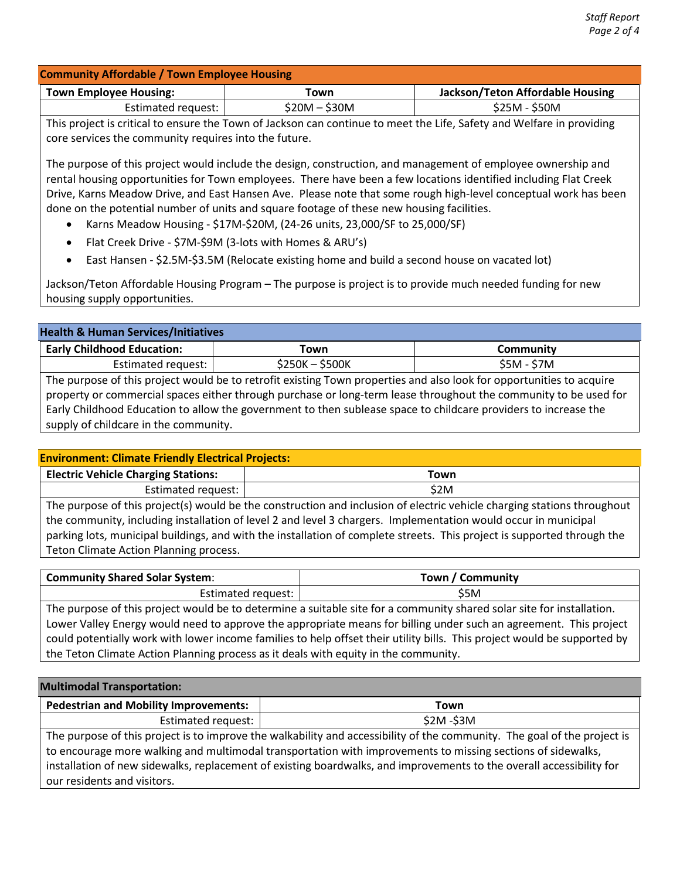## Community Affordable / Town Employee Housing

| Town Employee Housing: | Town | Jackson/Teton Affordable Housing |
|---|---|---|
| Estimated request: | $20M – $30M | $25M - $50M |

This project is critical to ensure the Town of Jackson can continue to meet the Life, Safety and Welfare in providing core services the community requires into the future.

The purpose of this project would include the design, construction, and management of employee ownership and rental housing opportunities for Town employees. There have been a few locations identified including Flat Creek Drive, Karns Meadow Drive, and East Hansen Ave. Please note that some rough high-level conceptual work has been done on the potential number of units and square footage of these new housing facilities.

- Karns Meadow Housing - $17M-$20M, (24-26 units, 23,000/SF to 25,000/SF)
- Flat Creek Drive - $7M-$9M (3-lots with Homes & ARU's)
- East Hansen - $2.5M-$3.5M (Relocate existing home and build a second house on vacated lot)

Jackson/Teton Affordable Housing Program – The purpose is project is to provide much needed funding for new housing supply opportunities.

## Health & Human Services/Initiatives

| Early Childhood Education: | Town | Community |
|---|---|---|
| Estimated request: | $250K – $500K | $5M - $7M |

The purpose of this project would be to retrofit existing Town properties and also look for opportunities to acquire property or commercial spaces either through purchase or long-term lease throughout the community to be used for Early Childhood Education to allow the government to then sublease space to childcare providers to increase the supply of childcare in the community.

## Environment: Climate Friendly Electrical Projects:

| Electric Vehicle Charging Stations: | Town |
|---|---|
| Estimated request: | $2M |

The purpose of this project(s) would be the construction and inclusion of electric vehicle charging stations throughout the community, including installation of level 2 and level 3 chargers. Implementation would occur in municipal parking lots, municipal buildings, and with the installation of complete streets. This project is supported through the Teton Climate Action Planning process.

| Community Shared Solar System: | Town / Community |
|---|---|
| Estimated request: | $5M |

The purpose of this project would be to determine a suitable site for a community shared solar site for installation. Lower Valley Energy would need to approve the appropriate means for billing under such an agreement. This project could potentially work with lower income families to help offset their utility bills. This project would be supported by the Teton Climate Action Planning process as it deals with equity in the community.

## Multimodal Transportation:

| Pedestrian and Mobility Improvements: | Town |
|---|---|
| Estimated request: | $2M -$3M |

The purpose of this project is to improve the walkability and accessibility of the community. The goal of the project is to encourage more walking and multimodal transportation with improvements to missing sections of sidewalks, installation of new sidewalks, replacement of existing boardwalks, and improvements to the overall accessibility for our residents and visitors.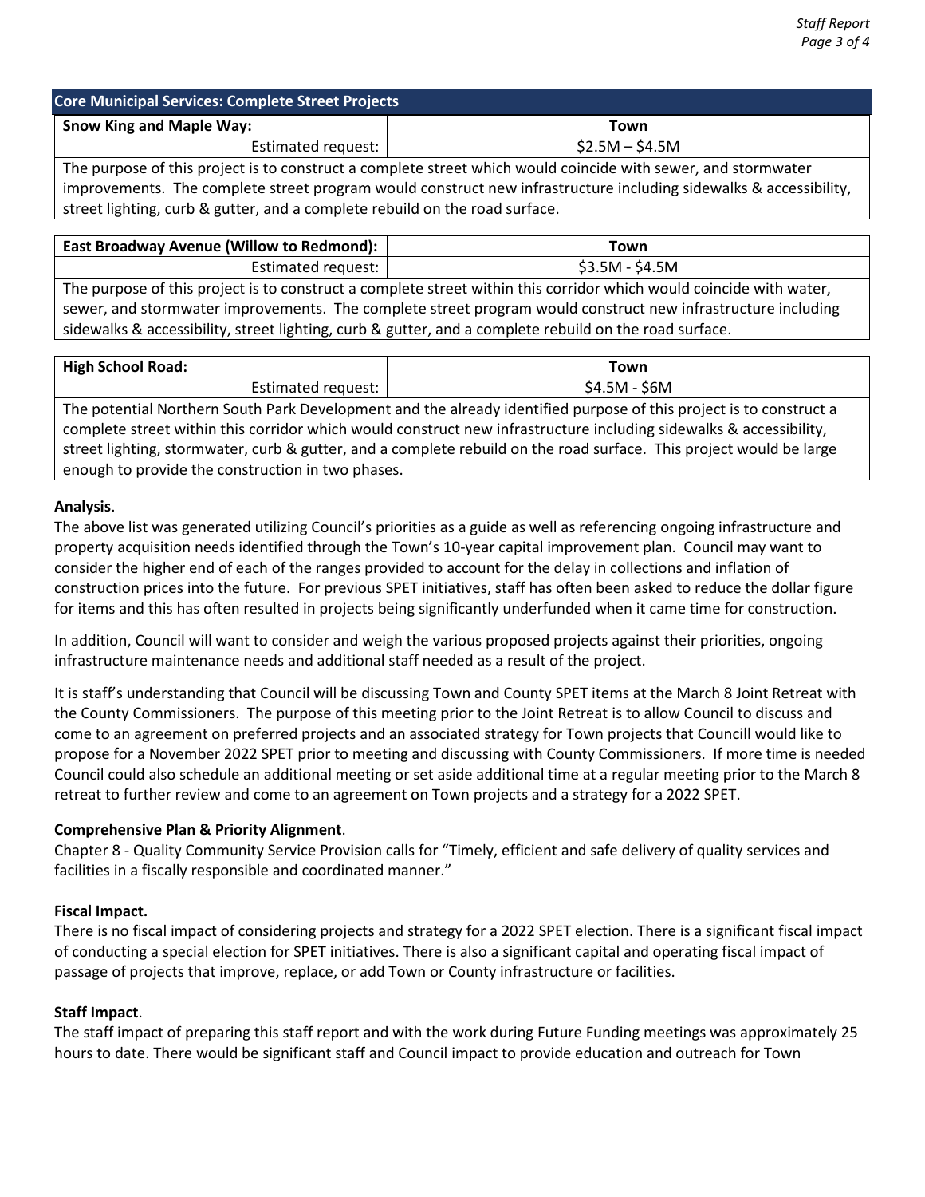## Core Municipal Services: Complete Street Projects

| Snow King and Maple Way: | Town |
|---|---|
| Estimated request: | $2.5M – $4.5M |

The purpose of this project is to construct a complete street which would coincide with sewer, and stormwater improvements. The complete street program would construct new infrastructure including sidewalks & accessibility, street lighting, curb & gutter, and a complete rebuild on the road surface.

| East Broadway Avenue (Willow to Redmond): | Town |
|---|---|
| Estimated request: | $3.5M - $4.5M |

The purpose of this project is to construct a complete street within this corridor which would coincide with water, sewer, and stormwater improvements. The complete street program would construct new infrastructure including sidewalks & accessibility, street lighting, curb & gutter, and a complete rebuild on the road surface.

| High School Road: | Town |
|---|---|
| Estimated request: | $4.5M - $6M |

The potential Northern South Park Development and the already identified purpose of this project is to construct a complete street within this corridor which would construct new infrastructure including sidewalks & accessibility, street lighting, stormwater, curb & gutter, and a complete rebuild on the road surface. This project would be large enough to provide the construction in two phases.

**Analysis**.

The above list was generated utilizing Council's priorities as a guide as well as referencing ongoing infrastructure and property acquisition needs identified through the Town's 10-year capital improvement plan. Council may want to consider the higher end of each of the ranges provided to account for the delay in collections and inflation of construction prices into the future. For previous SPET initiatives, staff has often been asked to reduce the dollar figure for items and this has often resulted in projects being significantly underfunded when it came time for construction.

In addition, Council will want to consider and weigh the various proposed projects against their priorities, ongoing infrastructure maintenance needs and additional staff needed as a result of the project.

It is staff's understanding that Council will be discussing Town and County SPET items at the March 8 Joint Retreat with the County Commissioners. The purpose of this meeting prior to the Joint Retreat is to allow Council to discuss and come to an agreement on preferred projects and an associated strategy for Town projects that Councill would like to propose for a November 2022 SPET prior to meeting and discussing with County Commissioners. If more time is needed Council could also schedule an additional meeting or set aside additional time at a regular meeting prior to the March 8 retreat to further review and come to an agreement on Town projects and a strategy for a 2022 SPET.

**Comprehensive Plan & Priority Alignment**.

Chapter 8 - Quality Community Service Provision calls for "Timely, efficient and safe delivery of quality services and facilities in a fiscally responsible and coordinated manner."

**Fiscal Impact.**

There is no fiscal impact of considering projects and strategy for a 2022 SPET election. There is a significant fiscal impact of conducting a special election for SPET initiatives. There is also a significant capital and operating fiscal impact of passage of projects that improve, replace, or add Town or County infrastructure or facilities.

**Staff Impact**.

The staff impact of preparing this staff report and with the work during Future Funding meetings was approximately 25 hours to date. There would be significant staff and Council impact to provide education and outreach for Town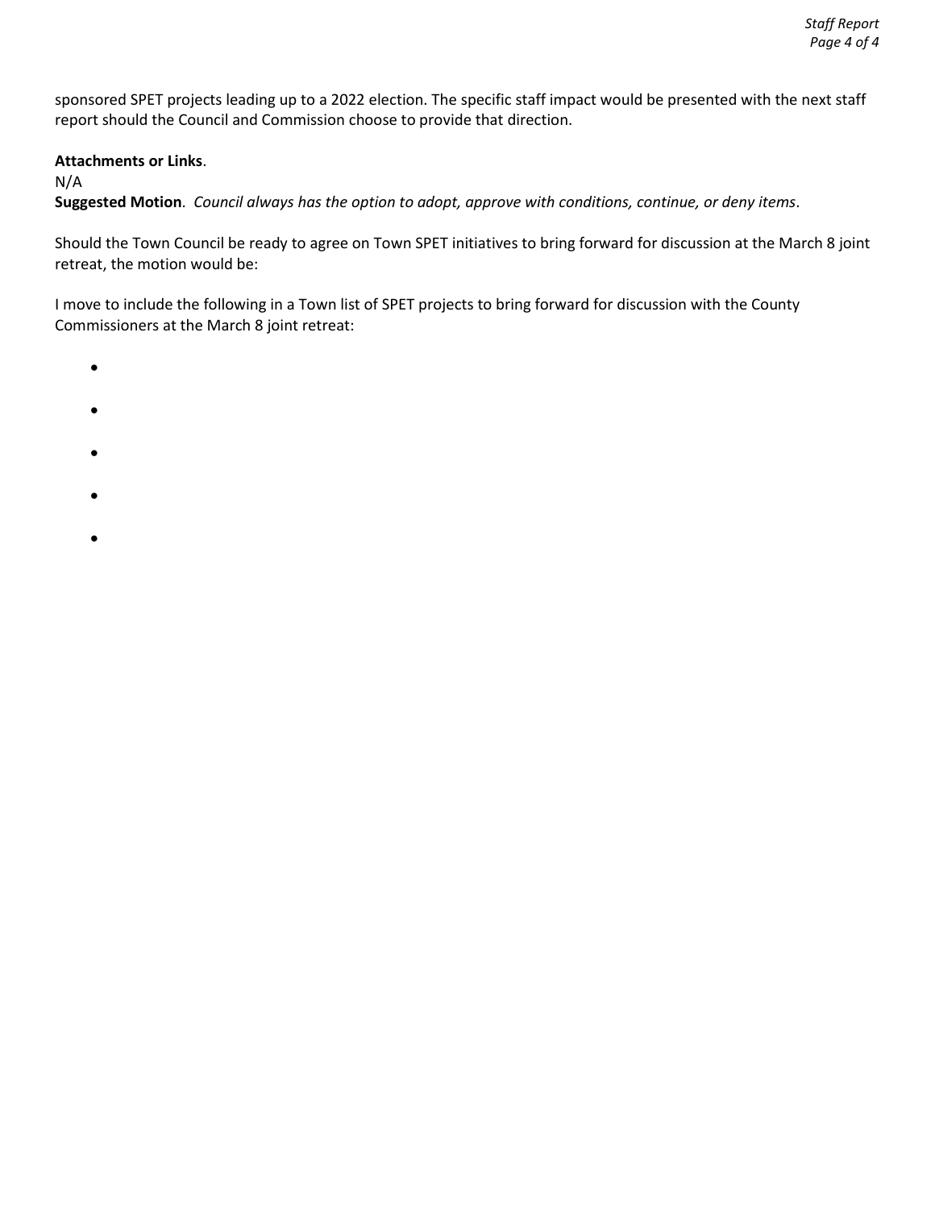sponsored SPET projects leading up to a 2022 election. The specific staff impact would be presented with the next staff report should the Council and Commission choose to provide that direction.

**Attachments or Links**.
N/A

**Suggested Motion**. *Council always has the option to adopt, approve with conditions, continue, or deny items*.

Should the Town Council be ready to agree on Town SPET initiatives to bring forward for discussion at the March 8 joint retreat, the motion would be:

I move to include the following in a Town list of SPET projects to bring forward for discussion with the County Commissioners at the March 8 joint retreat:

- 
- 
- 
- 
-